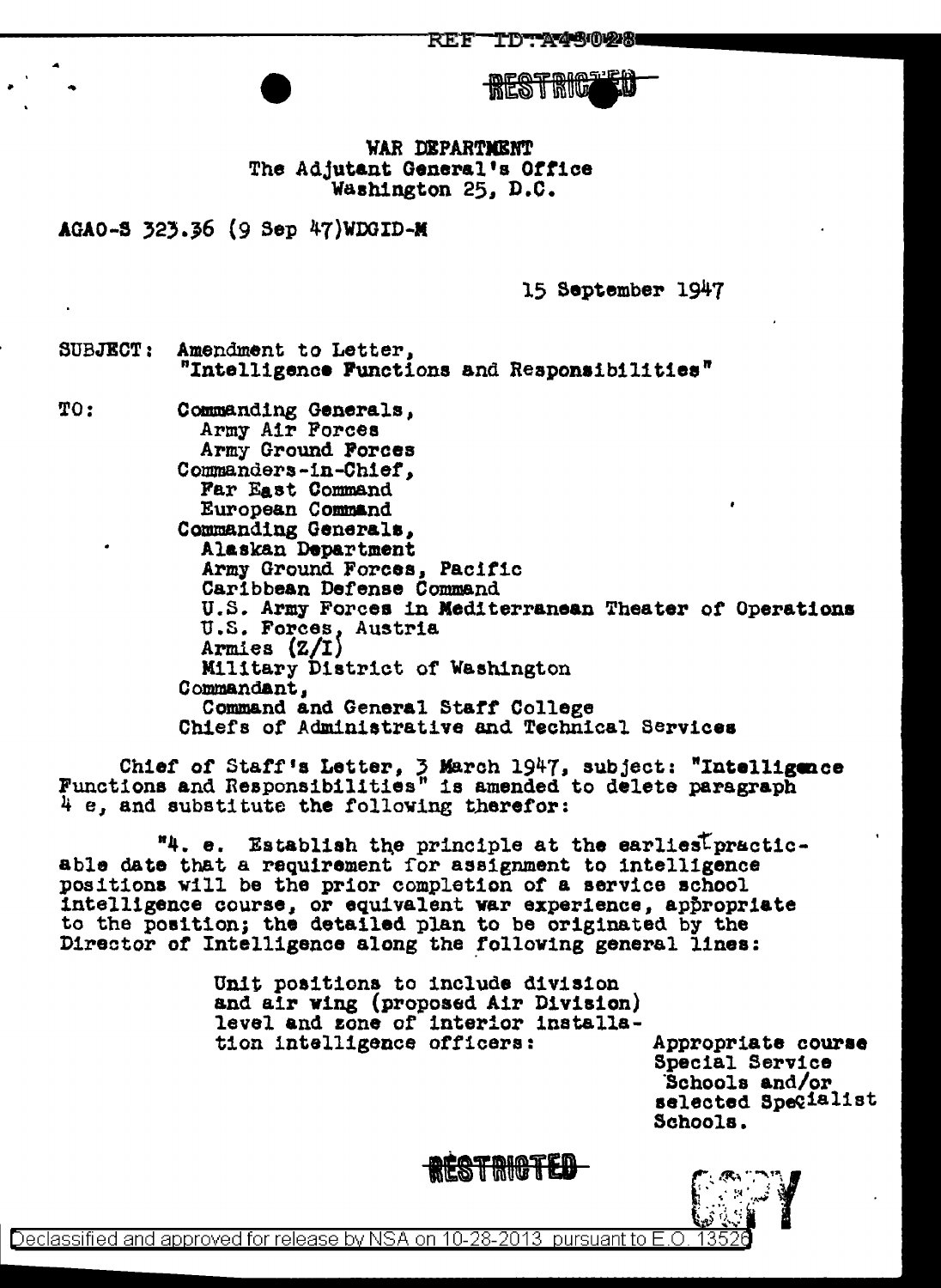RESTRICTED

WAR DEPARTMENT
The Adjutant General's Office
Washington 25, D.C.

AGAO-S 323.36 (9 Sep 47)WDGID-M

15 September 1947

SUBJECT: Amendment to Letter, "Intelligence Functions and Responsibilities"

TO: Commanding Generals,
Army Air Forces
Army Ground Forces
Commanders-in-Chief,
Far East Command
European Command
Commanding Generals,
Alaskan Department
Army Ground Forces, Pacific
Caribbean Defense Command
U.S. Army Forces in Mediterranean Theater of Operations
U.S. Forces, Austria
Armies (Z/I)
Military District of Washington
Commandant,
Command and General Staff College
Chiefs of Administrative and Technical Services

Chief of Staff's Letter, 3 March 1947, subject: "Intelligence Functions and Responsibilities" is amended to delete paragraph 4 e, and substitute the following therefor:

"4. e. Establish the principle at the earliest practicable date that a requirement for assignment to intelligence positions will be the prior completion of a service school intelligence course, or equivalent war experience, appropriate to the position; the detailed plan to be originated by the Director of Intelligence along the following general lines:

| | |
|---|---|
| Unit positions to include division and air wing (proposed Air Division) level and zone of interior installation intelligence officers: | Appropriate course Special Service Schools and/or selected Specialist Schools. |

RESTRICTED

COPY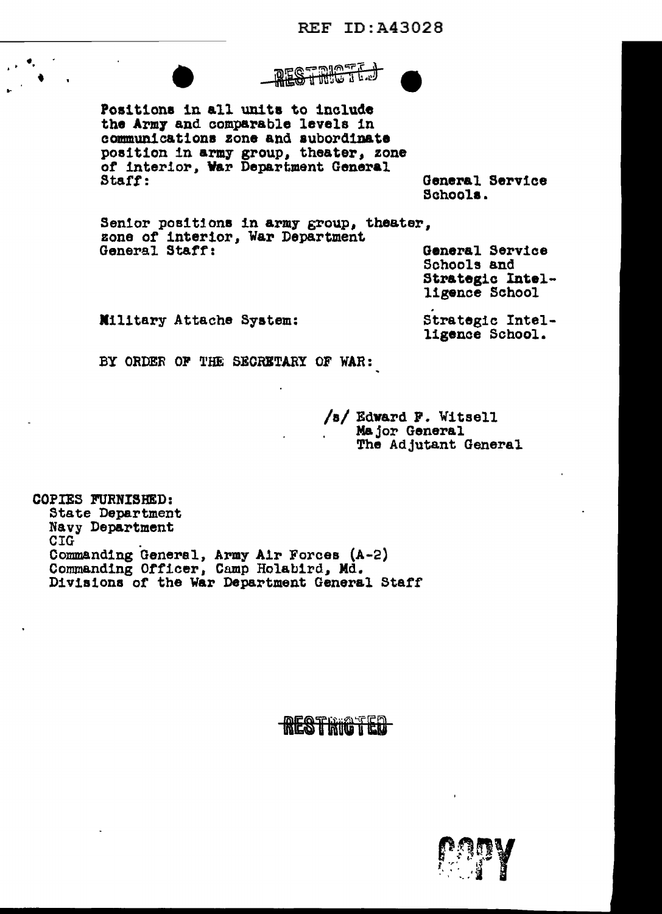RESTRICTED

| | |
|---|---|
| Positions in all units to include the Army and comparable levels in communications zone and subordinate position in army group, theater, zone of interior, War Department General Staff: | General Service Schools. |
| Senior positions in army group, theater, zone of interior, War Department General Staff: | General Service Schools and Strategic Intelligence School |
| Military Attache System: | Strategic Intelligence School. |

BY ORDER OF THE SECRETARY OF WAR:

/s/ Edward F. Witsell
Major General
The Adjutant General

COPIES FURNISHED:
State Department
Navy Department
CIG
Commanding General, Army Air Forces (A-2)
Commanding Officer, Camp Holabird, Md.
Divisions of the War Department General Staff

RESTRICTED

COPY